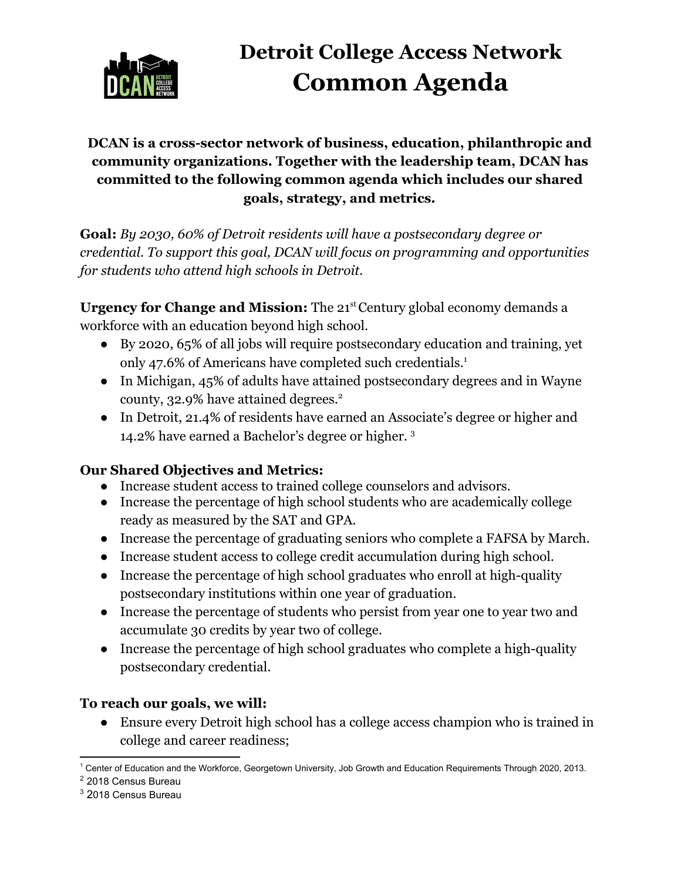# Detroit College Access Network
# Common Agenda

**DCAN is a cross-sector network of business, education, philanthropic and community organizations. Together with the leadership team, DCAN has committed to the following common agenda which includes our shared goals, strategy, and metrics.**

**Goal:** *By 2030, 60% of Detroit residents will have a postsecondary degree or credential. To support this goal, DCAN will focus on programming and opportunities for students who attend high schools in Detroit.*

**Urgency for Change and Mission:** The 21st Century global economy demands a workforce with an education beyond high school.

- By 2020, 65% of all jobs will require postsecondary education and training, yet only 47.6% of Americans have completed such credentials.[1]
- In Michigan, 45% of adults have attained postsecondary degrees and in Wayne county, 32.9% have attained degrees.[2]
- In Detroit, 21.4% of residents have earned an Associate's degree or higher and 14.2% have earned a Bachelor's degree or higher.[3]

**Our Shared Objectives and Metrics:**

- Increase student access to trained college counselors and advisors.
- Increase the percentage of high school students who are academically college ready as measured by the SAT and GPA.
- Increase the percentage of graduating seniors who complete a FAFSA by March.
- Increase student access to college credit accumulation during high school.
- Increase the percentage of high school graduates who enroll at high-quality postsecondary institutions within one year of graduation.
- Increase the percentage of students who persist from year one to year two and accumulate 30 credits by year two of college.
- Increase the percentage of high school graduates who complete a high-quality postsecondary credential.

**To reach our goals, we will:**

- Ensure every Detroit high school has a college access champion who is trained in college and career readiness;

[1] Center of Education and the Workforce, Georgetown University, Job Growth and Education Requirements Through 2020, 2013.

[2] 2018 Census Bureau

[3] 2018 Census Bureau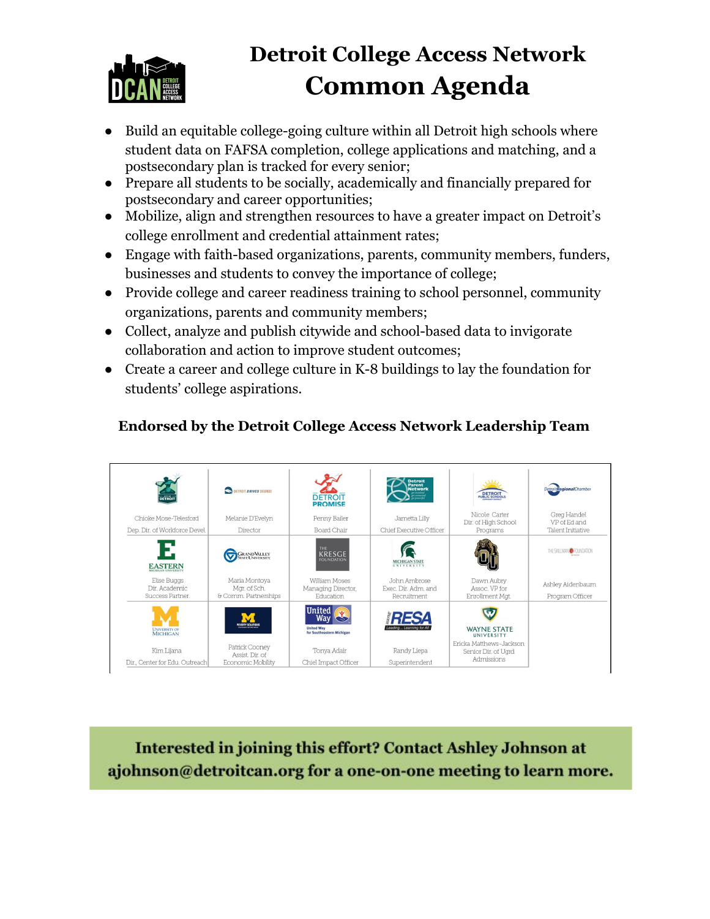# Detroit College Access Network

# Common Agenda

- Build an equitable college-going culture within all Detroit high schools where student data on FAFSA completion, college applications and matching, and a postsecondary plan is tracked for every senior;
- Prepare all students to be socially, academically and financially prepared for postsecondary and career opportunities;
- Mobilize, align and strengthen resources to have a greater impact on Detroit's college enrollment and credential attainment rates;
- Engage with faith-based organizations, parents, community members, funders, businesses and students to convey the importance of college;
- Provide college and career readiness training to school personnel, community organizations, parents and community members;
- Collect, analyze and publish citywide and school-based data to invigorate collaboration and action to improve student outcomes;
- Create a career and college culture in K-8 buildings to lay the foundation for students' college aspirations.

**Endorsed by the Detroit College Access Network Leadership Team**

| | | | | | |
|---|---|---|---|---|---|
| City of Detroit<br>Chioke Mose-Telesford<br>Dep. Dir. of Workforce Devel. | Detroit Drives Degrees<br>Melanie D'Evelyn<br>Director | Detroit Promise<br>Penny Bailer<br>Board Chair | Detroit Parent Network<br>Jametta Lilly<br>Chief Executive Officer | Detroit Public Schools<br>Nicole Carter<br>Dir. of High School Programs | Detroit Regional Chamber<br>Greg Handel<br>VP of Ed and Talent Initiative |
| Eastern Michigan University<br>Elise Buggs<br>Dir. Academic Success Partner. | Grand Valley State University<br>Maria Montoya<br>Mgr. of Sch. & Comm. Partnerships | The Kresge Foundation<br>William Moses<br>Managing Director, Education | Michigan State University<br>John Ambrose<br>Exec. Dir. Adm. and Recruitment | Oakland University<br>Dawn Aubry<br>Assoc. VP for Enrollment Mgt. | The Skillman Foundation<br>Ashley Aidenbaum<br>Program Officer |
| University of Michigan<br>Kim Lijana<br>Dir., Center for Edu. Outreach | Poverty Solutions<br>Patrick Cooney<br>Assist. Dir. of Economic Mobility | United Way for Southeastern Michigan<br>Tonya Adair<br>Chief Impact Officer | Wayne RESA<br>Randy Liepa<br>Superintendent | Wayne State University<br>Ericka Matthews-Jackson<br>Senior Dir. of Ugrd Admissions | |

**Interested in joining this effort? Contact Ashley Johnson at ajohnson@detroitcan.org for a one-on-one meeting to learn more.**